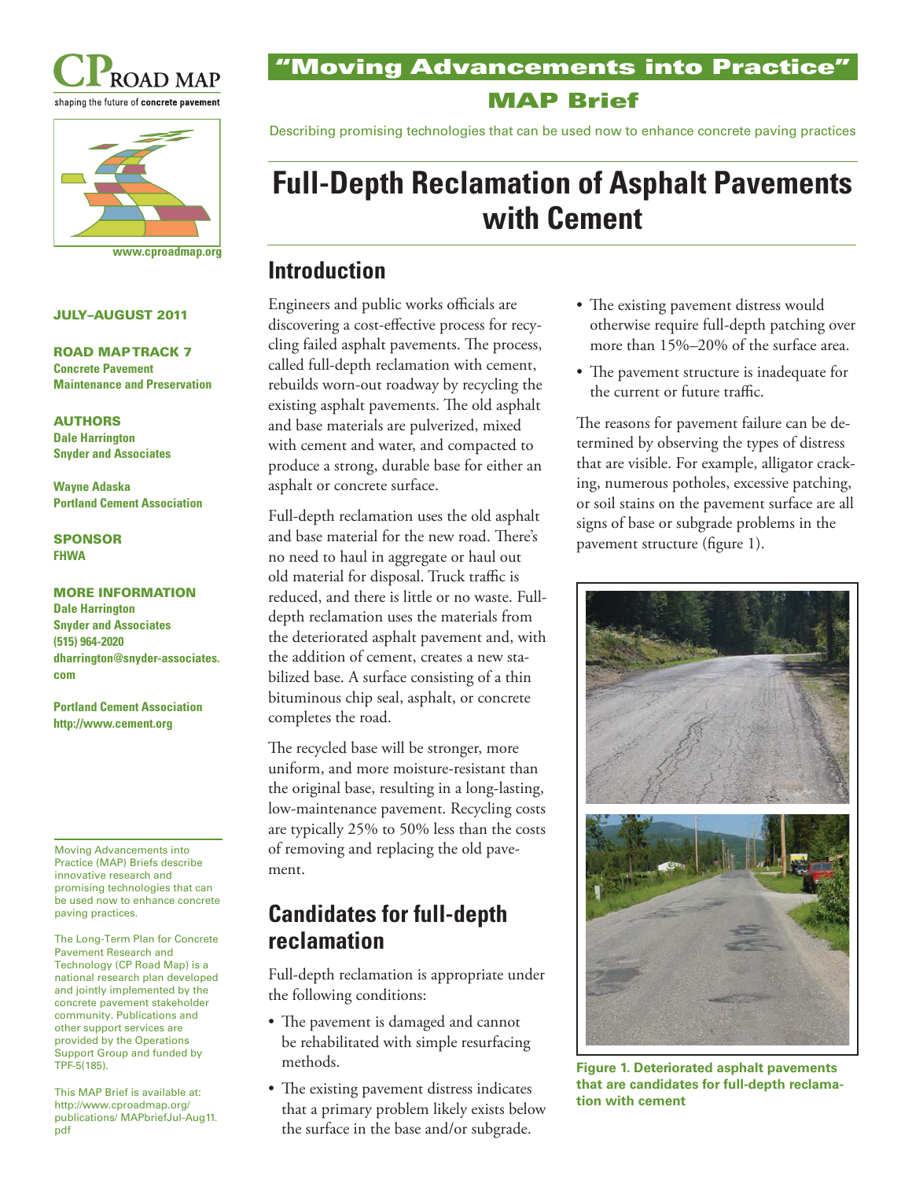# Full-Depth Reclamation of Asphalt Pavements with Cement

"Moving Advancements into Practice"

**MAP Brief**

Describing promising technologies that can be used now to enhance concrete paving practices

CP ROAD MAP — shaping the future of concrete pavement

www.cproadmap.org

**JULY–AUGUST 2011**

**ROAD MAP TRACK 7**
**Concrete Pavement Maintenance and Preservation**

**AUTHORS**
**Dale Harrington**
**Snyder and Associates**

**Wayne Adaska**
**Portland Cement Association**

**SPONSOR**
**FHWA**

**MORE INFORMATION**
**Dale Harrington**
**Snyder and Associates**
**(515) 964-2020**
**dharrington@snyder-associates.com**

**Portland Cement Association**
**http://www.cement.org**

Moving Advancements into Practice (MAP) Briefs describe innovative research and promising technologies that can be used now to enhance concrete paving practices.

The Long-Term Plan for Concrete Pavement Research and Technology (CP Road Map) is a national research plan developed and jointly implemented by the concrete pavement stakeholder community. Publications and other support services are provided by the Operations Support Group and funded by TPF-5(185).

This MAP Brief is available at: http://www.cproadmap.org/publications/ MAPbriefJul-Aug11.pdf

## Introduction

Engineers and public works officials are discovering a cost-effective process for recycling failed asphalt pavements. The process, called full-depth reclamation with cement, rebuilds worn-out roadway by recycling the existing asphalt pavements. The old asphalt and base materials are pulverized, mixed with cement and water, and compacted to produce a strong, durable base for either an asphalt or concrete surface.

Full-depth reclamation uses the old asphalt and base material for the new road. There's no need to haul in aggregate or haul out old material for disposal. Truck traffic is reduced, and there is little or no waste. Full-depth reclamation uses the materials from the deteriorated asphalt pavement and, with the addition of cement, creates a new stabilized base. A surface consisting of a thin bituminous chip seal, asphalt, or concrete completes the road.

The recycled base will be stronger, more uniform, and more moisture-resistant than the original base, resulting in a long-lasting, low-maintenance pavement. Recycling costs are typically 25% to 50% less than the costs of removing and replacing the old pavement.

## Candidates for full-depth reclamation

Full-depth reclamation is appropriate under the following conditions:

- The pavement is damaged and cannot be rehabilitated with simple resurfacing methods.
- The existing pavement distress indicates that a primary problem likely exists below the surface in the base and/or subgrade.
- The existing pavement distress would otherwise require full-depth patching over more than 15%–20% of the surface area.
- The pavement structure is inadequate for the current or future traffic.

The reasons for pavement failure can be determined by observing the types of distress that are visible. For example, alligator cracking, numerous potholes, excessive patching, or soil stains on the pavement surface are all signs of base or subgrade problems in the pavement structure (figure 1).

**Figure 1. Deteriorated asphalt pavements that are candidates for full-depth reclamation with cement**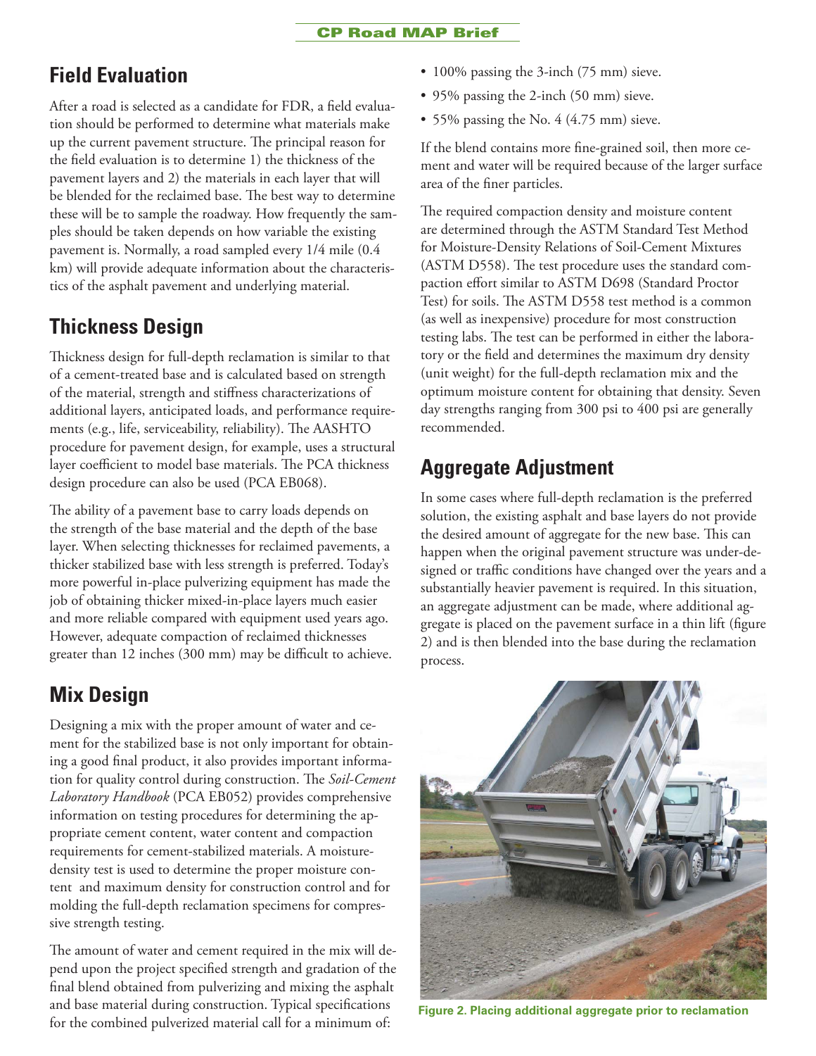## Field Evaluation

After a road is selected as a candidate for FDR, a field evaluation should be performed to determine what materials make up the current pavement structure. The principal reason for the field evaluation is to determine 1) the thickness of the pavement layers and 2) the materials in each layer that will be blended for the reclaimed base. The best way to determine these will be to sample the roadway. How frequently the samples should be taken depends on how variable the existing pavement is. Normally, a road sampled every 1/4 mile (0.4 km) will provide adequate information about the characteristics of the asphalt pavement and underlying material.

## Thickness Design

Thickness design for full-depth reclamation is similar to that of a cement-treated base and is calculated based on strength of the material, strength and stiffness characterizations of additional layers, anticipated loads, and performance requirements (e.g., life, serviceability, reliability). The AASHTO procedure for pavement design, for example, uses a structural layer coefficient to model base materials. The PCA thickness design procedure can also be used (PCA EB068).

The ability of a pavement base to carry loads depends on the strength of the base material and the depth of the base layer. When selecting thicknesses for reclaimed pavements, a thicker stabilized base with less strength is preferred. Today's more powerful in-place pulverizing equipment has made the job of obtaining thicker mixed-in-place layers much easier and more reliable compared with equipment used years ago. However, adequate compaction of reclaimed thicknesses greater than 12 inches (300 mm) may be difficult to achieve.

## Mix Design

Designing a mix with the proper amount of water and cement for the stabilized base is not only important for obtaining a good final product, it also provides important information for quality control during construction. The *Soil-Cement Laboratory Handbook* (PCA EB052) provides comprehensive information on testing procedures for determining the appropriate cement content, water content and compaction requirements for cement-stabilized materials. A moisture-density test is used to determine the proper moisture content and maximum density for construction control and for molding the full-depth reclamation specimens for compressive strength testing.

The amount of water and cement required in the mix will depend upon the project specified strength and gradation of the final blend obtained from pulverizing and mixing the asphalt and base material during construction. Typical specifications for the combined pulverized material call for a minimum of:

- 100% passing the 3-inch (75 mm) sieve.
- 95% passing the 2-inch (50 mm) sieve.
- 55% passing the No. 4 (4.75 mm) sieve.

If the blend contains more fine-grained soil, then more cement and water will be required because of the larger surface area of the finer particles.

The required compaction density and moisture content are determined through the ASTM Standard Test Method for Moisture-Density Relations of Soil-Cement Mixtures (ASTM D558). The test procedure uses the standard compaction effort similar to ASTM D698 (Standard Proctor Test) for soils. The ASTM D558 test method is a common (as well as inexpensive) procedure for most construction testing labs. The test can be performed in either the laboratory or the field and determines the maximum dry density (unit weight) for the full-depth reclamation mix and the optimum moisture content for obtaining that density. Seven day strengths ranging from 300 psi to 400 psi are generally recommended.

## Aggregate Adjustment

In some cases where full-depth reclamation is the preferred solution, the existing asphalt and base layers do not provide the desired amount of aggregate for the new base. This can happen when the original pavement structure was under-designed or traffic conditions have changed over the years and a substantially heavier pavement is required. In this situation, an aggregate adjustment can be made, where additional aggregate is placed on the pavement surface in a thin lift (figure 2) and is then blended into the base during the reclamation process.

**Figure 2. Placing additional aggregate prior to reclamation**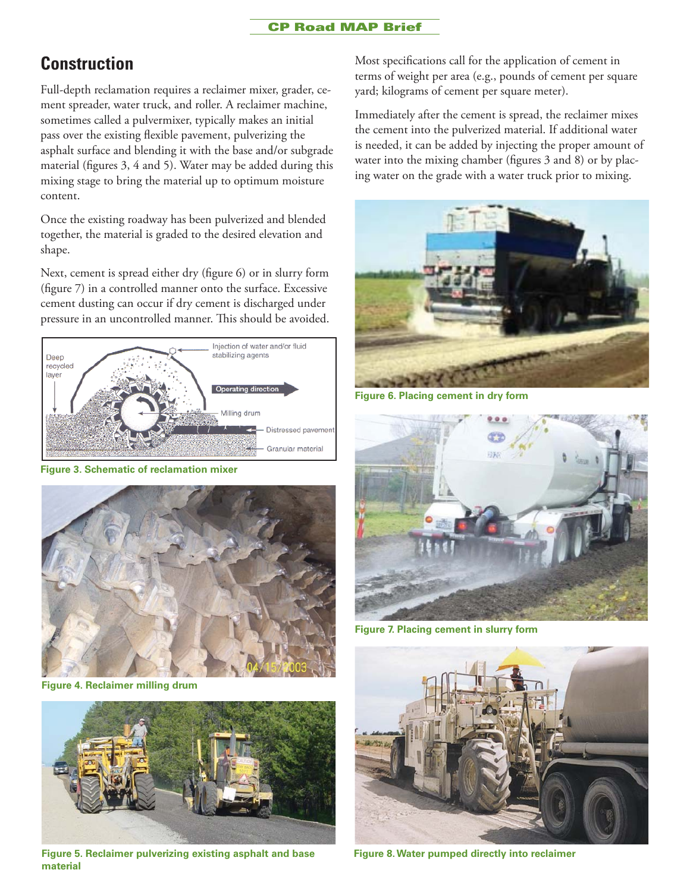## Construction

Full-depth reclamation requires a reclaimer mixer, grader, cement spreader, water truck, and roller. A reclaimer machine, sometimes called a pulvermixer, typically makes an initial pass over the existing flexible pavement, pulverizing the asphalt surface and blending it with the base and/or subgrade material (figures 3, 4 and 5). Water may be added during this mixing stage to bring the material up to optimum moisture content.

Once the existing roadway has been pulverized and blended together, the material is graded to the desired elevation and shape.

Next, cement is spread either dry (figure 6) or in slurry form (figure 7) in a controlled manner onto the surface. Excessive cement dusting can occur if dry cement is discharged under pressure in an uncontrolled manner. This should be avoided.

**Figure 3. Schematic of reclamation mixer**

**Figure 4. Reclaimer milling drum**

**Figure 5. Reclaimer pulverizing existing asphalt and base material**

Most specifications call for the application of cement in terms of weight per area (e.g., pounds of cement per square yard; kilograms of cement per square meter).

Immediately after the cement is spread, the reclaimer mixes the cement into the pulverized material. If additional water is needed, it can be added by injecting the proper amount of water into the mixing chamber (figures 3 and 8) or by placing water on the grade with a water truck prior to mixing.

**Figure 6. Placing cement in dry form**

**Figure 7. Placing cement in slurry form**

**Figure 8. Water pumped directly into reclaimer**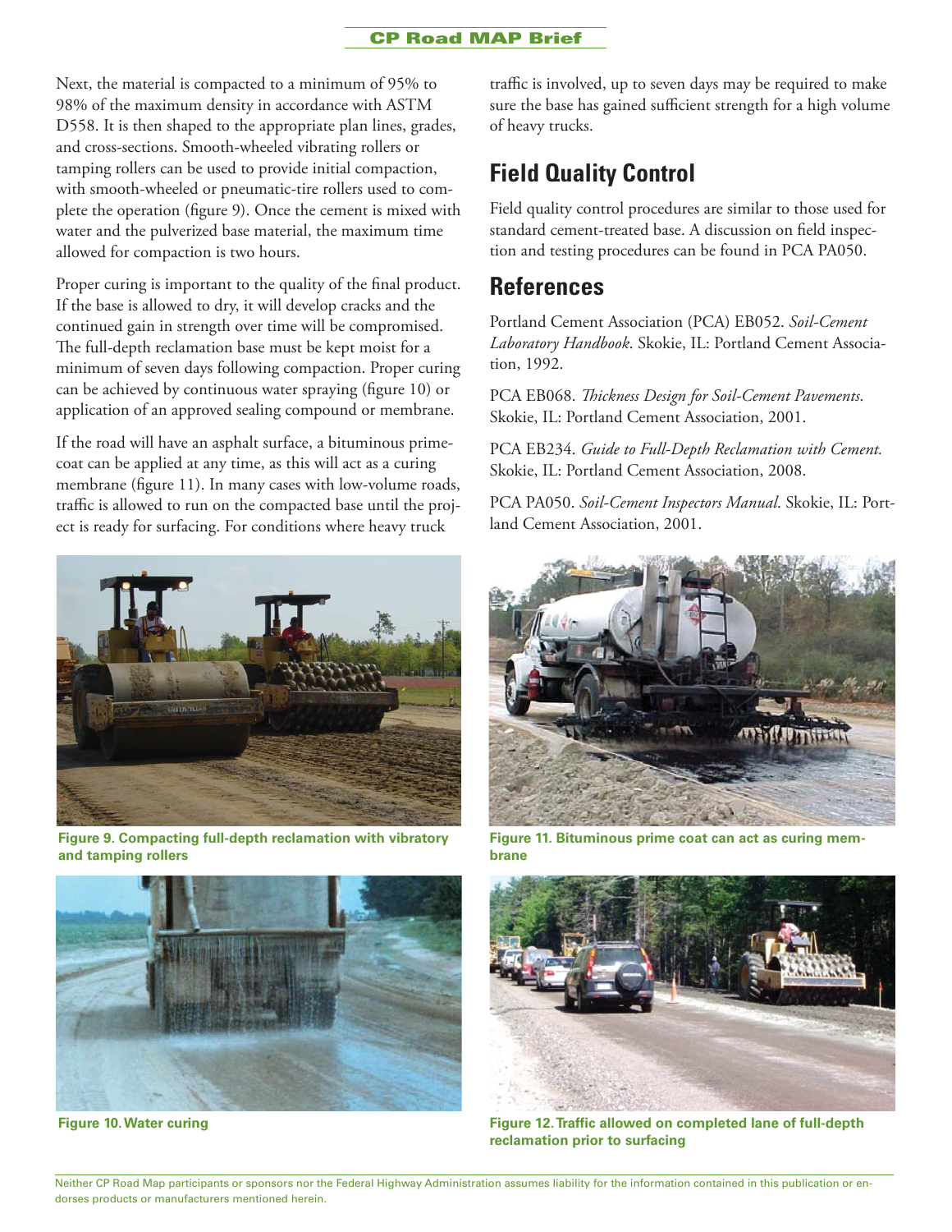Next, the material is compacted to a minimum of 95% to 98% of the maximum density in accordance with ASTM D558. It is then shaped to the appropriate plan lines, grades, and cross-sections. Smooth-wheeled vibrating rollers or tamping rollers can be used to provide initial compaction, with smooth-wheeled or pneumatic-tire rollers used to complete the operation (figure 9). Once the cement is mixed with water and the pulverized base material, the maximum time allowed for compaction is two hours.

Proper curing is important to the quality of the final product. If the base is allowed to dry, it will develop cracks and the continued gain in strength over time will be compromised. The full-depth reclamation base must be kept moist for a minimum of seven days following compaction. Proper curing can be achieved by continuous water spraying (figure 10) or application of an approved sealing compound or membrane.

If the road will have an asphalt surface, a bituminous prime-coat can be applied at any time, as this will act as a curing membrane (figure 11). In many cases with low-volume roads, traffic is allowed to run on the compacted base until the project is ready for surfacing. For conditions where heavy truck traffic is involved, up to seven days may be required to make sure the base has gained sufficient strength for a high volume of heavy trucks.

## Field Quality Control

Field quality control procedures are similar to those used for standard cement-treated base. A discussion on field inspection and testing procedures can be found in PCA PA050.

## References

Portland Cement Association (PCA) EB052. *Soil-Cement Laboratory Handbook*. Skokie, IL: Portland Cement Association, 1992.

PCA EB068. *Thickness Design for Soil-Cement Pavements*. Skokie, IL: Portland Cement Association, 2001.

PCA EB234. *Guide to Full-Depth Reclamation with Cement.* Skokie, IL: Portland Cement Association, 2008.

PCA PA050. *Soil-Cement Inspectors Manual*. Skokie, IL: Portland Cement Association, 2001.

**Figure 9. Compacting full-depth reclamation with vibratory and tamping rollers**

**Figure 10. Water curing**

**Figure 11. Bituminous prime coat can act as curing membrane**

**Figure 12. Traffic allowed on completed lane of full-depth reclamation prior to surfacing**

Neither CP Road Map participants or sponsors nor the Federal Highway Administration assumes liability for the information contained in this publication or endorses products or manufacturers mentioned herein.